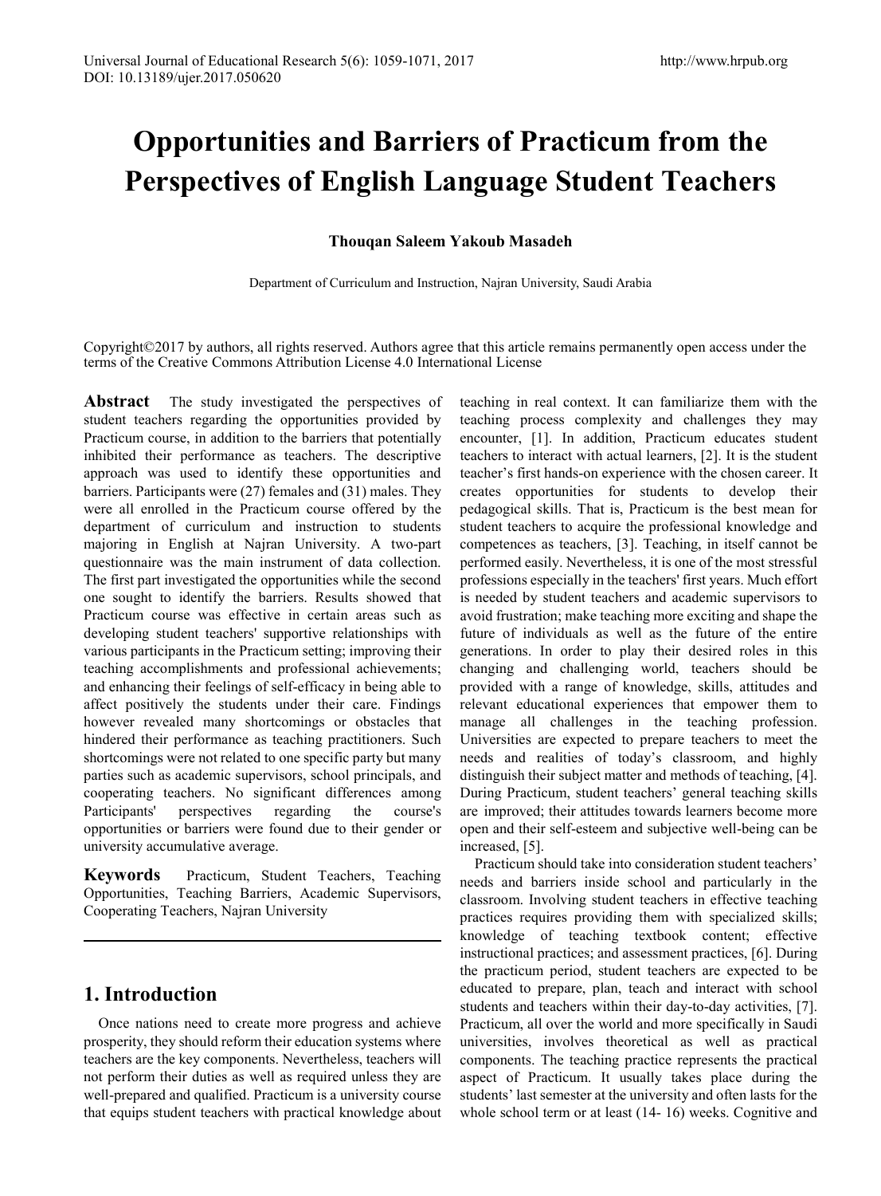# Opportunities and Barriers of Practicum from the Perspectives of English Language Student Teachers

**Thouqan Saleem Yakoub Masadeh**

Department of Curriculum and Instruction, Najran University, Saudi Arabia

Copyright©2017 by authors, all rights reserved. Authors agree that this article remains permanently open access under the terms of the Creative Commons Attribution License 4.0 International License

**Abstract** The study investigated the perspectives of student teachers regarding the opportunities provided by Practicum course, in addition to the barriers that potentially inhibited their performance as teachers. The descriptive approach was used to identify these opportunities and barriers. Participants were (27) females and (31) males. They were all enrolled in the Practicum course offered by the department of curriculum and instruction to students majoring in English at Najran University. A two-part questionnaire was the main instrument of data collection. The first part investigated the opportunities while the second one sought to identify the barriers. Results showed that Practicum course was effective in certain areas such as developing student teachers' supportive relationships with various participants in the Practicum setting; improving their teaching accomplishments and professional achievements; and enhancing their feelings of self-efficacy in being able to affect positively the students under their care. Findings however revealed many shortcomings or obstacles that hindered their performance as teaching practitioners. Such shortcomings were not related to one specific party but many parties such as academic supervisors, school principals, and cooperating teachers. No significant differences among Participants' perspectives regarding the course's opportunities or barriers were found due to their gender or university accumulative average.

**Keywords** Practicum, Student Teachers, Teaching Opportunities, Teaching Barriers, Academic Supervisors, Cooperating Teachers, Najran University

## 1. Introduction

Once nations need to create more progress and achieve prosperity, they should reform their education systems where teachers are the key components. Nevertheless, teachers will not perform their duties as well as required unless they are well-prepared and qualified. Practicum is a university course that equips student teachers with practical knowledge about teaching in real context. It can familiarize them with the teaching process complexity and challenges they may encounter, [1]. In addition, Practicum educates student teachers to interact with actual learners, [2]. It is the student teacher's first hands-on experience with the chosen career. It creates opportunities for students to develop their pedagogical skills. That is, Practicum is the best mean for student teachers to acquire the professional knowledge and competences as teachers, [3]. Teaching, in itself cannot be performed easily. Nevertheless, it is one of the most stressful professions especially in the teachers' first years. Much effort is needed by student teachers and academic supervisors to avoid frustration; make teaching more exciting and shape the future of individuals as well as the future of the entire generations. In order to play their desired roles in this changing and challenging world, teachers should be provided with a range of knowledge, skills, attitudes and relevant educational experiences that empower them to manage all challenges in the teaching profession. Universities are expected to prepare teachers to meet the needs and realities of today's classroom, and highly distinguish their subject matter and methods of teaching, [4]. During Practicum, student teachers' general teaching skills are improved; their attitudes towards learners become more open and their self-esteem and subjective well-being can be increased, [5].

Practicum should take into consideration student teachers' needs and barriers inside school and particularly in the classroom. Involving student teachers in effective teaching practices requires providing them with specialized skills; knowledge of teaching textbook content; effective instructional practices; and assessment practices, [6]. During the practicum period, student teachers are expected to be educated to prepare, plan, teach and interact with school students and teachers within their day-to-day activities, [7]. Practicum, all over the world and more specifically in Saudi universities, involves theoretical as well as practical components. The teaching practice represents the practical aspect of Practicum. It usually takes place during the students' last semester at the university and often lasts for the whole school term or at least (14- 16) weeks. Cognitive and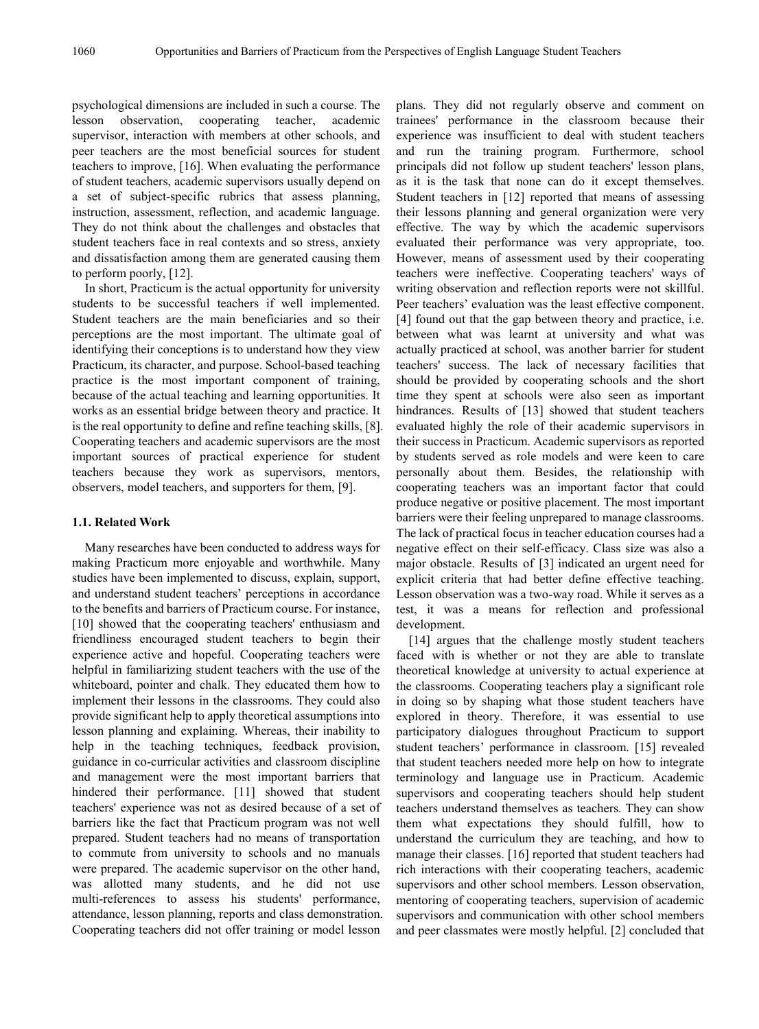psychological dimensions are included in such a course. The lesson observation, cooperating teacher, academic supervisor, interaction with members at other schools, and peer teachers are the most beneficial sources for student teachers to improve, [16]. When evaluating the performance of student teachers, academic supervisors usually depend on a set of subject-specific rubrics that assess planning, instruction, assessment, reflection, and academic language. They do not think about the challenges and obstacles that student teachers face in real contexts and so stress, anxiety and dissatisfaction among them are generated causing them to perform poorly, [12].

In short, Practicum is the actual opportunity for university students to be successful teachers if well implemented. Student teachers are the main beneficiaries and so their perceptions are the most important. The ultimate goal of identifying their conceptions is to understand how they view Practicum, its character, and purpose. School-based teaching practice is the most important component of training, because of the actual teaching and learning opportunities. It works as an essential bridge between theory and practice. It is the real opportunity to define and refine teaching skills, [8]. Cooperating teachers and academic supervisors are the most important sources of practical experience for student teachers because they work as supervisors, mentors, observers, model teachers, and supporters for them, [9].

### 1.1. Related Work

Many researches have been conducted to address ways for making Practicum more enjoyable and worthwhile. Many studies have been implemented to discuss, explain, support, and understand student teachers' perceptions in accordance to the benefits and barriers of Practicum course. For instance, [10] showed that the cooperating teachers' enthusiasm and friendliness encouraged student teachers to begin their experience active and hopeful. Cooperating teachers were helpful in familiarizing student teachers with the use of the whiteboard, pointer and chalk. They educated them how to implement their lessons in the classrooms. They could also provide significant help to apply theoretical assumptions into lesson planning and explaining. Whereas, their inability to help in the teaching techniques, feedback provision, guidance in co-curricular activities and classroom discipline and management were the most important barriers that hindered their performance. [11] showed that student teachers' experience was not as desired because of a set of barriers like the fact that Practicum program was not well prepared. Student teachers had no means of transportation to commute from university to schools and no manuals were prepared. The academic supervisor on the other hand, was allotted many students, and he did not use multi-references to assess his students' performance, attendance, lesson planning, reports and class demonstration. Cooperating teachers did not offer training or model lesson plans. They did not regularly observe and comment on trainees' performance in the classroom because their experience was insufficient to deal with student teachers and run the training program. Furthermore, school principals did not follow up student teachers' lesson plans, as it is the task that none can do it except themselves. Student teachers in [12] reported that means of assessing their lessons planning and general organization were very effective. The way by which the academic supervisors evaluated their performance was very appropriate, too. However, means of assessment used by their cooperating teachers were ineffective. Cooperating teachers' ways of writing observation and reflection reports were not skillful. Peer teachers' evaluation was the least effective component. [4] found out that the gap between theory and practice, i.e. between what was learnt at university and what was actually practiced at school, was another barrier for student teachers' success. The lack of necessary facilities that should be provided by cooperating schools and the short time they spent at schools were also seen as important hindrances. Results of [13] showed that student teachers evaluated highly the role of their academic supervisors in their success in Practicum. Academic supervisors as reported by students served as role models and were keen to care personally about them. Besides, the relationship with cooperating teachers was an important factor that could produce negative or positive placement. The most important barriers were their feeling unprepared to manage classrooms. The lack of practical focus in teacher education courses had a negative effect on their self-efficacy. Class size was also a major obstacle. Results of [3] indicated an urgent need for explicit criteria that had better define effective teaching. Lesson observation was a two-way road. While it serves as a test, it was a means for reflection and professional development.

[14] argues that the challenge mostly student teachers faced with is whether or not they are able to translate theoretical knowledge at university to actual experience at the classrooms. Cooperating teachers play a significant role in doing so by shaping what those student teachers have explored in theory. Therefore, it was essential to use participatory dialogues throughout Practicum to support student teachers' performance in classroom. [15] revealed that student teachers needed more help on how to integrate terminology and language use in Practicum. Academic supervisors and cooperating teachers should help student teachers understand themselves as teachers. They can show them what expectations they should fulfill, how to understand the curriculum they are teaching, and how to manage their classes. [16] reported that student teachers had rich interactions with their cooperating teachers, academic supervisors and other school members. Lesson observation, mentoring of cooperating teachers, supervision of academic supervisors and communication with other school members and peer classmates were mostly helpful. [2] concluded that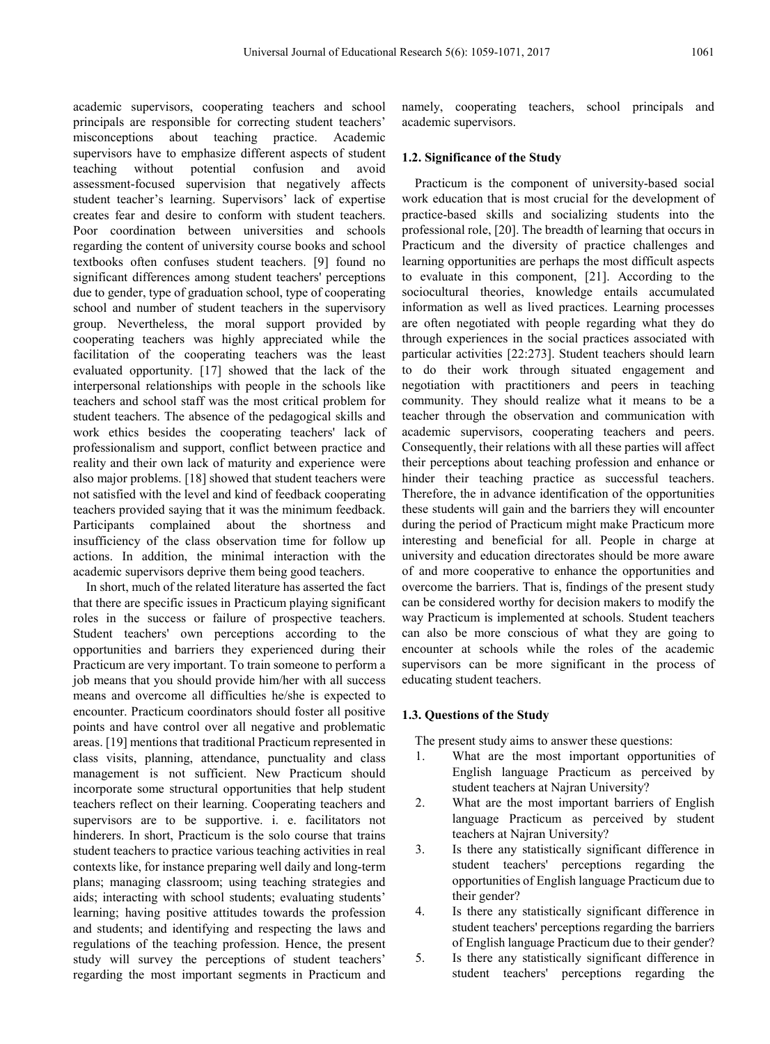academic supervisors, cooperating teachers and school principals are responsible for correcting student teachers' misconceptions about teaching practice. Academic supervisors have to emphasize different aspects of student teaching without potential confusion and avoid assessment-focused supervision that negatively affects student teacher's learning. Supervisors' lack of expertise creates fear and desire to conform with student teachers. Poor coordination between universities and schools regarding the content of university course books and school textbooks often confuses student teachers. [9] found no significant differences among student teachers' perceptions due to gender, type of graduation school, type of cooperating school and number of student teachers in the supervisory group. Nevertheless, the moral support provided by cooperating teachers was highly appreciated while the facilitation of the cooperating teachers was the least evaluated opportunity. [17] showed that the lack of the interpersonal relationships with people in the schools like teachers and school staff was the most critical problem for student teachers. The absence of the pedagogical skills and work ethics besides the cooperating teachers' lack of professionalism and support, conflict between practice and reality and their own lack of maturity and experience were also major problems. [18] showed that student teachers were not satisfied with the level and kind of feedback cooperating teachers provided saying that it was the minimum feedback. Participants complained about the shortness and insufficiency of the class observation time for follow up actions. In addition, the minimal interaction with the academic supervisors deprive them being good teachers.

In short, much of the related literature has asserted the fact that there are specific issues in Practicum playing significant roles in the success or failure of prospective teachers. Student teachers' own perceptions according to the opportunities and barriers they experienced during their Practicum are very important. To train someone to perform a job means that you should provide him/her with all success means and overcome all difficulties he/she is expected to encounter. Practicum coordinators should foster all positive points and have control over all negative and problematic areas. [19] mentions that traditional Practicum represented in class visits, planning, attendance, punctuality and class management is not sufficient. New Practicum should incorporate some structural opportunities that help student teachers reflect on their learning. Cooperating teachers and supervisors are to be supportive. i. e. facilitators not hinderers. In short, Practicum is the solo course that trains student teachers to practice various teaching activities in real contexts like, for instance preparing well daily and long-term plans; managing classroom; using teaching strategies and aids; interacting with school students; evaluating students' learning; having positive attitudes towards the profession and students; and identifying and respecting the laws and regulations of the teaching profession. Hence, the present study will survey the perceptions of student teachers' regarding the most important segments in Practicum and namely, cooperating teachers, school principals and academic supervisors.

### 1.2. Significance of the Study

Practicum is the component of university-based social work education that is most crucial for the development of practice-based skills and socializing students into the professional role, [20]. The breadth of learning that occurs in Practicum and the diversity of practice challenges and learning opportunities are perhaps the most difficult aspects to evaluate in this component, [21]. According to the sociocultural theories, knowledge entails accumulated information as well as lived practices. Learning processes are often negotiated with people regarding what they do through experiences in the social practices associated with particular activities [22:273]. Student teachers should learn to do their work through situated engagement and negotiation with practitioners and peers in teaching community. They should realize what it means to be a teacher through the observation and communication with academic supervisors, cooperating teachers and peers. Consequently, their relations with all these parties will affect their perceptions about teaching profession and enhance or hinder their teaching practice as successful teachers. Therefore, the in advance identification of the opportunities these students will gain and the barriers they will encounter during the period of Practicum might make Practicum more interesting and beneficial for all. People in charge at university and education directorates should be more aware of and more cooperative to enhance the opportunities and overcome the barriers. That is, findings of the present study can be considered worthy for decision makers to modify the way Practicum is implemented at schools. Student teachers can also be more conscious of what they are going to encounter at schools while the roles of the academic supervisors can be more significant in the process of educating student teachers.

### 1.3. Questions of the Study

The present study aims to answer these questions:

1. What are the most important opportunities of English language Practicum as perceived by student teachers at Najran University?
2. What are the most important barriers of English language Practicum as perceived by student teachers at Najran University?
3. Is there any statistically significant difference in student teachers' perceptions regarding the opportunities of English language Practicum due to their gender?
4. Is there any statistically significant difference in student teachers' perceptions regarding the barriers of English language Practicum due to their gender?
5. Is there any statistically significant difference in student teachers' perceptions regarding the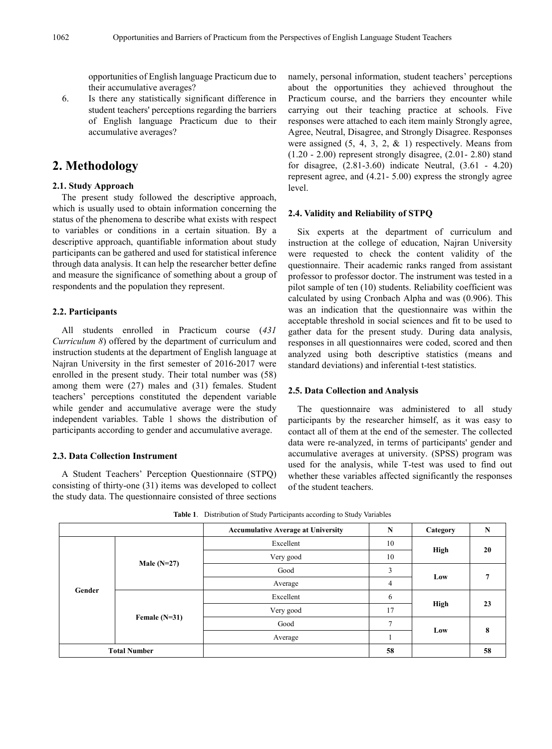opportunities of English language Practicum due to their accumulative averages?

6. Is there any statistically significant difference in student teachers' perceptions regarding the barriers of English language Practicum due to their accumulative averages?

## 2. Methodology

### 2.1. Study Approach

The present study followed the descriptive approach, which is usually used to obtain information concerning the status of the phenomena to describe what exists with respect to variables or conditions in a certain situation. By a descriptive approach, quantifiable information about study participants can be gathered and used for statistical inference through data analysis. It can help the researcher better define and measure the significance of something about a group of respondents and the population they represent.

### 2.2. Participants

All students enrolled in Practicum course (*431 Curriculum 8*) offered by the department of curriculum and instruction students at the department of English language at Najran University in the first semester of 2016-2017 were enrolled in the present study. Their total number was (58) among them were (27) males and (31) females. Student teachers' perceptions constituted the dependent variable while gender and accumulative average were the study independent variables. Table 1 shows the distribution of participants according to gender and accumulative average.

### 2.3. Data Collection Instrument

A Student Teachers' Perception Questionnaire (STPQ) consisting of thirty-one (31) items was developed to collect the study data. The questionnaire consisted of three sections namely, personal information, student teachers' perceptions about the opportunities they achieved throughout the Practicum course, and the barriers they encounter while carrying out their teaching practice at schools. Five responses were attached to each item mainly Strongly agree, Agree, Neutral, Disagree, and Strongly Disagree. Responses were assigned (5, 4, 3, 2, & 1) respectively. Means from (1.20 - 2.00) represent strongly disagree, (2.01- 2.80) stand for disagree, (2.81-3.60) indicate Neutral, (3.61 - 4.20) represent agree, and (4.21- 5.00) express the strongly agree level.

### 2.4. Validity and Reliability of STPQ

Six experts at the department of curriculum and instruction at the college of education, Najran University were requested to check the content validity of the questionnaire. Their academic ranks ranged from assistant professor to professor doctor. The instrument was tested in a pilot sample of ten (10) students. Reliability coefficient was calculated by using Cronbach Alpha and was (0.906). This was an indication that the questionnaire was within the acceptable threshold in social sciences and fit to be used to gather data for the present study. During data analysis, responses in all questionnaires were coded, scored and then analyzed using both descriptive statistics (means and standard deviations) and inferential t-test statistics.

### 2.5. Data Collection and Analysis

The questionnaire was administered to all study participants by the researcher himself, as it was easy to contact all of them at the end of the semester. The collected data were re-analyzed, in terms of participants' gender and accumulative averages at university. (SPSS) program was used for the analysis, while T-test was used to find out whether these variables affected significantly the responses of the student teachers.

**Table 1**. Distribution of Study Participants according to Study Variables

| | | Accumulative Average at University | N | Category | N |
|---|---|---|---|---|---|
| Gender | Male (N=27) | Excellent | 10 | High | 20 |
| | | Very good | 10 | | |
| | | Good | 3 | Low | 7 |
| | | Average | 4 | | |
| | Female (N=31) | Excellent | 6 | High | 23 |
| | | Very good | 17 | | |
| | | Good | 7 | Low | 8 |
| | | Average | 1 | | |
| Total Number | | | 58 | | 58 |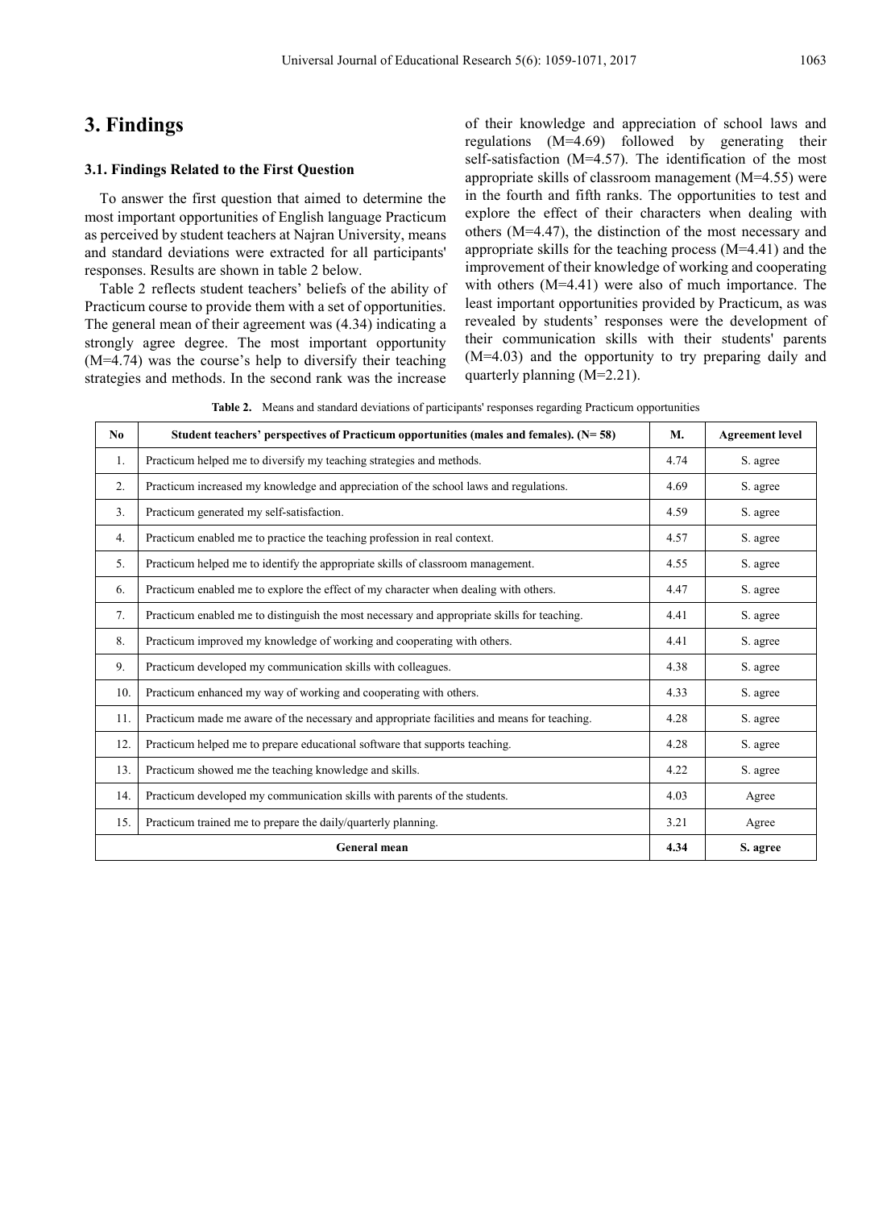# 3. Findings

### 3.1. Findings Related to the First Question

To answer the first question that aimed to determine the most important opportunities of English language Practicum as perceived by student teachers at Najran University, means and standard deviations were extracted for all participants' responses. Results are shown in table 2 below.

Table 2 reflects student teachers' beliefs of the ability of Practicum course to provide them with a set of opportunities. The general mean of their agreement was (4.34) indicating a strongly agree degree. The most important opportunity (M=4.74) was the course's help to diversify their teaching strategies and methods. In the second rank was the increase of their knowledge and appreciation of school laws and regulations (M=4.69) followed by generating their self-satisfaction (M=4.57). The identification of the most appropriate skills of classroom management (M=4.55) were in the fourth and fifth ranks. The opportunities to test and explore the effect of their characters when dealing with others (M=4.47), the distinction of the most necessary and appropriate skills for the teaching process (M=4.41) and the improvement of their knowledge of working and cooperating with others (M=4.41) were also of much importance. The least important opportunities provided by Practicum, as was revealed by students' responses were the development of their communication skills with their students' parents (M=4.03) and the opportunity to try preparing daily and quarterly planning (M=2.21).

**Table 2.** Means and standard deviations of participants' responses regarding Practicum opportunities

| No | Student teachers' perspectives of Practicum opportunities (males and females). (N= 58) | M. | Agreement level |
|---|---|---|---|
| 1. | Practicum helped me to diversify my teaching strategies and methods. | 4.74 | S. agree |
| 2. | Practicum increased my knowledge and appreciation of the school laws and regulations. | 4.69 | S. agree |
| 3. | Practicum generated my self-satisfaction. | 4.59 | S. agree |
| 4. | Practicum enabled me to practice the teaching profession in real context. | 4.57 | S. agree |
| 5. | Practicum helped me to identify the appropriate skills of classroom management. | 4.55 | S. agree |
| 6. | Practicum enabled me to explore the effect of my character when dealing with others. | 4.47 | S. agree |
| 7. | Practicum enabled me to distinguish the most necessary and appropriate skills for teaching. | 4.41 | S. agree |
| 8. | Practicum improved my knowledge of working and cooperating with others. | 4.41 | S. agree |
| 9. | Practicum developed my communication skills with colleagues. | 4.38 | S. agree |
| 10. | Practicum enhanced my way of working and cooperating with others. | 4.33 | S. agree |
| 11. | Practicum made me aware of the necessary and appropriate facilities and means for teaching. | 4.28 | S. agree |
| 12. | Practicum helped me to prepare educational software that supports teaching. | 4.28 | S. agree |
| 13. | Practicum showed me the teaching knowledge and skills. | 4.22 | S. agree |
| 14. | Practicum developed my communication skills with parents of the students. | 4.03 | Agree |
| 15. | Practicum trained me to prepare the daily/quarterly planning. | 3.21 | Agree |
| **General mean** | | **4.34** | **S. agree** |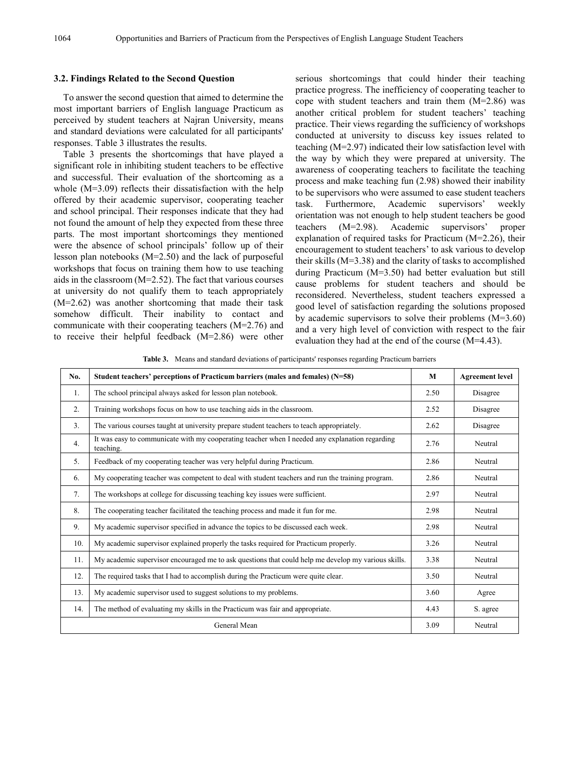### 3.2. Findings Related to the Second Question

To answer the second question that aimed to determine the most important barriers of English language Practicum as perceived by student teachers at Najran University, means and standard deviations were calculated for all participants' responses. Table 3 illustrates the results.

Table 3 presents the shortcomings that have played a significant role in inhibiting student teachers to be effective and successful. Their evaluation of the shortcoming as a whole (M=3.09) reflects their dissatisfaction with the help offered by their academic supervisor, cooperating teacher and school principal. Their responses indicate that they had not found the amount of help they expected from these three parts. The most important shortcomings they mentioned were the absence of school principals' follow up of their lesson plan notebooks (M=2.50) and the lack of purposeful workshops that focus on training them how to use teaching aids in the classroom (M=2.52). The fact that various courses at university do not qualify them to teach appropriately (M=2.62) was another shortcoming that made their task somehow difficult. Their inability to contact and communicate with their cooperating teachers (M=2.76) and to receive their helpful feedback (M=2.86) were other serious shortcomings that could hinder their teaching practice progress. The inefficiency of cooperating teacher to cope with student teachers and train them (M=2.86) was another critical problem for student teachers' teaching practice. Their views regarding the sufficiency of workshops conducted at university to discuss key issues related to teaching (M=2.97) indicated their low satisfaction level with the way by which they were prepared at university. The awareness of cooperating teachers to facilitate the teaching process and make teaching fun (2.98) showed their inability to be supervisors who were assumed to ease student teachers task. Furthermore, Academic supervisors' weekly orientation was not enough to help student teachers be good teachers (M=2.98). Academic supervisors' proper explanation of required tasks for Practicum (M=2.26), their encouragement to student teachers' to ask various to develop their skills (M=3.38) and the clarity of tasks to accomplished during Practicum (M=3.50) had better evaluation but still cause problems for student teachers and should be reconsidered. Nevertheless, student teachers expressed a good level of satisfaction regarding the solutions proposed by academic supervisors to solve their problems (M=3.60) and a very high level of conviction with respect to the fair evaluation they had at the end of the course (M=4.43).

**Table 3.** Means and standard deviations of participants' responses regarding Practicum barriers

| No. | Student teachers' perceptions of Practicum barriers (males and females) (N=58) | M | Agreement level |
|---|---|---|---|
| 1. | The school principal always asked for lesson plan notebook. | 2.50 | Disagree |
| 2. | Training workshops focus on how to use teaching aids in the classroom. | 2.52 | Disagree |
| 3. | The various courses taught at university prepare student teachers to teach appropriately. | 2.62 | Disagree |
| 4. | It was easy to communicate with my cooperating teacher when I needed any explanation regarding teaching. | 2.76 | Neutral |
| 5. | Feedback of my cooperating teacher was very helpful during Practicum. | 2.86 | Neutral |
| 6. | My cooperating teacher was competent to deal with student teachers and run the training program. | 2.86 | Neutral |
| 7. | The workshops at college for discussing teaching key issues were sufficient. | 2.97 | Neutral |
| 8. | The cooperating teacher facilitated the teaching process and made it fun for me. | 2.98 | Neutral |
| 9. | My academic supervisor specified in advance the topics to be discussed each week. | 2.98 | Neutral |
| 10. | My academic supervisor explained properly the tasks required for Practicum properly. | 3.26 | Neutral |
| 11. | My academic supervisor encouraged me to ask questions that could help me develop my various skills. | 3.38 | Neutral |
| 12. | The required tasks that I had to accomplish during the Practicum were quite clear. | 3.50 | Neutral |
| 13. | My academic supervisor used to suggest solutions to my problems. | 3.60 | Agree |
| 14. | The method of evaluating my skills in the Practicum was fair and appropriate. | 4.43 | S. agree |
| | General Mean | 3.09 | Neutral |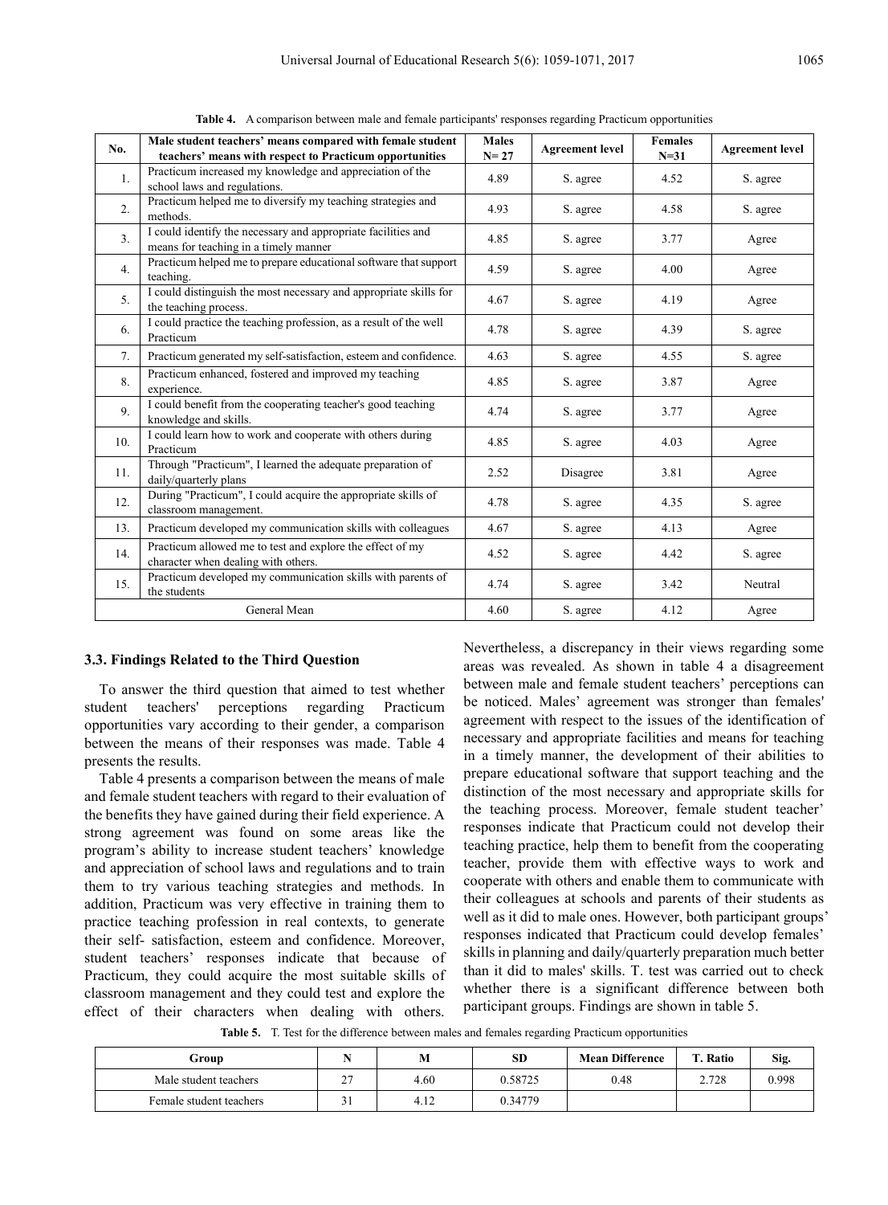**Table 4.** A comparison between male and female participants' responses regarding Practicum opportunities

| No. | Male student teachers' means compared with female student teachers' means with respect to Practicum opportunities | Males N= 27 | Agreement level | Females N=31 | Agreement level |
|---|---|---|---|---|---|
| 1. | Practicum increased my knowledge and appreciation of the school laws and regulations. | 4.89 | S. agree | 4.52 | S. agree |
| 2. | Practicum helped me to diversify my teaching strategies and methods. | 4.93 | S. agree | 4.58 | S. agree |
| 3. | I could identify the necessary and appropriate facilities and means for teaching in a timely manner | 4.85 | S. agree | 3.77 | Agree |
| 4. | Practicum helped me to prepare educational software that support teaching. | 4.59 | S. agree | 4.00 | Agree |
| 5. | I could distinguish the most necessary and appropriate skills for the teaching process. | 4.67 | S. agree | 4.19 | Agree |
| 6. | I could practice the teaching profession, as a result of the well Practicum | 4.78 | S. agree | 4.39 | S. agree |
| 7. | Practicum generated my self-satisfaction, esteem and confidence. | 4.63 | S. agree | 4.55 | S. agree |
| 8. | Practicum enhanced, fostered and improved my teaching experience. | 4.85 | S. agree | 3.87 | Agree |
| 9. | I could benefit from the cooperating teacher's good teaching knowledge and skills. | 4.74 | S. agree | 3.77 | Agree |
| 10. | I could learn how to work and cooperate with others during Practicum | 4.85 | S. agree | 4.03 | Agree |
| 11. | Through "Practicum", I learned the adequate preparation of daily/quarterly plans | 2.52 | Disagree | 3.81 | Agree |
| 12. | During "Practicum", I could acquire the appropriate skills of classroom management. | 4.78 | S. agree | 4.35 | S. agree |
| 13. | Practicum developed my communication skills with colleagues | 4.67 | S. agree | 4.13 | Agree |
| 14. | Practicum allowed me to test and explore the effect of my character when dealing with others. | 4.52 | S. agree | 4.42 | S. agree |
| 15. | Practicum developed my communication skills with parents of the students | 4.74 | S. agree | 3.42 | Neutral |
| | General Mean | 4.60 | S. agree | 4.12 | Agree |

### 3.3. Findings Related to the Third Question

To answer the third question that aimed to test whether student teachers' perceptions regarding Practicum opportunities vary according to their gender, a comparison between the means of their responses was made. Table 4 presents the results.

Table 4 presents a comparison between the means of male and female student teachers with regard to their evaluation of the benefits they have gained during their field experience. A strong agreement was found on some areas like the program's ability to increase student teachers' knowledge and appreciation of school laws and regulations and to train them to try various teaching strategies and methods. In addition, Practicum was very effective in training them to practice teaching profession in real contexts, to generate their self- satisfaction, esteem and confidence. Moreover, student teachers' responses indicate that because of Practicum, they could acquire the most suitable skills of classroom management and they could test and explore the effect of their characters when dealing with others. Nevertheless, a discrepancy in their views regarding some areas was revealed. As shown in table 4 a disagreement between male and female student teachers' perceptions can be noticed. Males' agreement was stronger than females' agreement with respect to the issues of the identification of necessary and appropriate facilities and means for teaching in a timely manner, the development of their abilities to prepare educational software that support teaching and the distinction of the most necessary and appropriate skills for the teaching process. Moreover, female student teacher' responses indicate that Practicum could not develop their teaching practice, help them to benefit from the cooperating teacher, provide them with effective ways to work and cooperate with others and enable them to communicate with their colleagues at schools and parents of their students as well as it did to male ones. However, both participant groups' responses indicated that Practicum could develop females' skills in planning and daily/quarterly preparation much better than it did to males' skills. T. test was carried out to check whether there is a significant difference between both participant groups. Findings are shown in table 5.

**Table 5.** T. Test for the difference between males and females regarding Practicum opportunities

| Group | N | M | SD | Mean Difference | T. Ratio | Sig. |
|---|---|---|---|---|---|---|
| Male student teachers | 27 | 4.60 | 0.58725 | 0.48 | 2.728 | 0.998 |
| Female student teachers | 31 | 4.12 | 0.34779 | | | |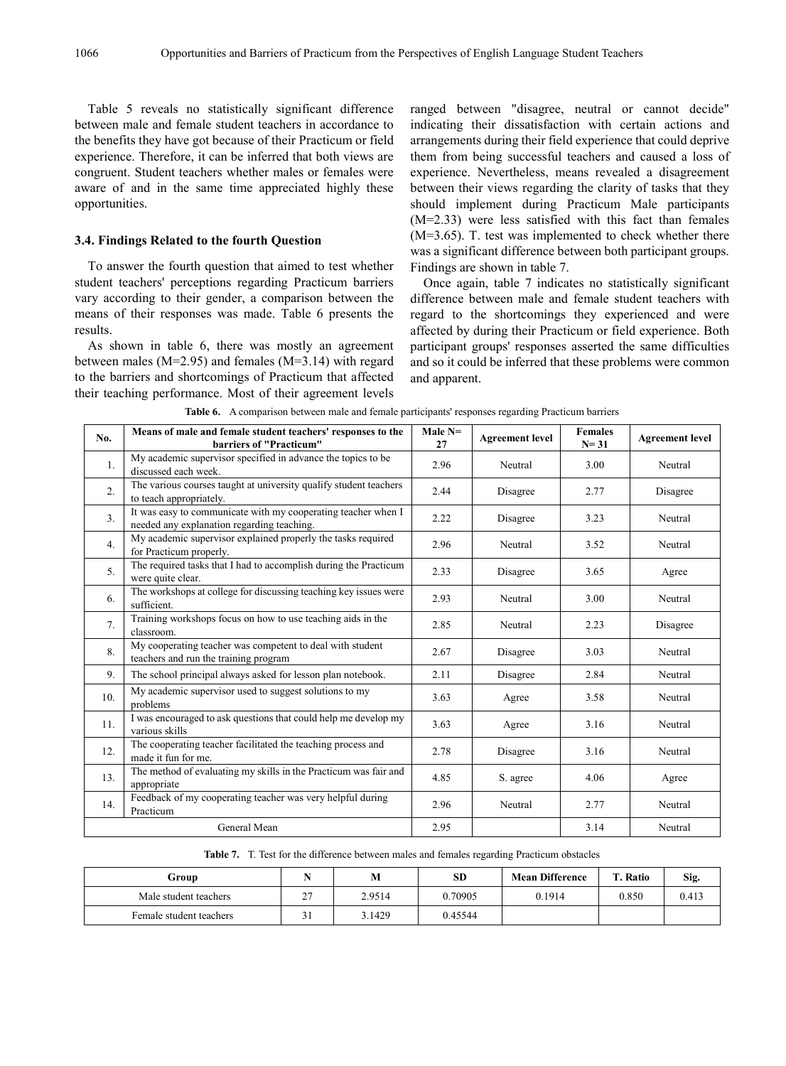Table 5 reveals no statistically significant difference between male and female student teachers in accordance to the benefits they have got because of their Practicum or field experience. Therefore, it can be inferred that both views are congruent. Student teachers whether males or females were aware of and in the same time appreciated highly these opportunities.

### 3.4. Findings Related to the fourth Question

To answer the fourth question that aimed to test whether student teachers' perceptions regarding Practicum barriers vary according to their gender, a comparison between the means of their responses was made. Table 6 presents the results.

As shown in table 6, there was mostly an agreement between males (M=2.95) and females (M=3.14) with regard to the barriers and shortcomings of Practicum that affected their teaching performance. Most of their agreement levels ranged between "disagree, neutral or cannot decide" indicating their dissatisfaction with certain actions and arrangements during their field experience that could deprive them from being successful teachers and caused a loss of experience. Nevertheless, means revealed a disagreement between their views regarding the clarity of tasks that they should implement during Practicum Male participants (M=2.33) were less satisfied with this fact than females (M=3.65). T. test was implemented to check whether there was a significant difference between both participant groups. Findings are shown in table 7.

Once again, table 7 indicates no statistically significant difference between male and female student teachers with regard to the shortcomings they experienced and were affected by during their Practicum or field experience. Both participant groups' responses asserted the same difficulties and so it could be inferred that these problems were common and apparent.

**Table 6.** A comparison between male and female participants' responses regarding Practicum barriers

| No. | Means of male and female student teachers' responses to the barriers of "Practicum" | Male N= 27 | Agreement level | Females N= 31 | Agreement level |
|---|---|---|---|---|---|
| 1. | My academic supervisor specified in advance the topics to be discussed each week. | 2.96 | Neutral | 3.00 | Neutral |
| 2. | The various courses taught at university qualify student teachers to teach appropriately. | 2.44 | Disagree | 2.77 | Disagree |
| 3. | It was easy to communicate with my cooperating teacher when I needed any explanation regarding teaching. | 2.22 | Disagree | 3.23 | Neutral |
| 4. | My academic supervisor explained properly the tasks required for Practicum properly. | 2.96 | Neutral | 3.52 | Neutral |
| 5. | The required tasks that I had to accomplish during the Practicum were quite clear. | 2.33 | Disagree | 3.65 | Agree |
| 6. | The workshops at college for discussing teaching key issues were sufficient. | 2.93 | Neutral | 3.00 | Neutral |
| 7. | Training workshops focus on how to use teaching aids in the classroom. | 2.85 | Neutral | 2.23 | Disagree |
| 8. | My cooperating teacher was competent to deal with student teachers and run the training program | 2.67 | Disagree | 3.03 | Neutral |
| 9. | The school principal always asked for lesson plan notebook. | 2.11 | Disagree | 2.84 | Neutral |
| 10. | My academic supervisor used to suggest solutions to my problems | 3.63 | Agree | 3.58 | Neutral |
| 11. | I was encouraged to ask questions that could help me develop my various skills | 3.63 | Agree | 3.16 | Neutral |
| 12. | The cooperating teacher facilitated the teaching process and made it fun for me. | 2.78 | Disagree | 3.16 | Neutral |
| 13. | The method of evaluating my skills in the Practicum was fair and appropriate | 4.85 | S. agree | 4.06 | Agree |
| 14. | Feedback of my cooperating teacher was very helpful during Practicum | 2.96 | Neutral | 2.77 | Neutral |
| General Mean | | 2.95 | | 3.14 | Neutral |

**Table 7.** T. Test for the difference between males and females regarding Practicum obstacles

| Group | N | M | SD | Mean Difference | T. Ratio | Sig. |
|---|---|---|---|---|---|---|
| Male student teachers | 27 | 2.9514 | 0.70905 | 0.1914 | 0.850 | 0.413 |
| Female student teachers | 31 | 3.1429 | 0.45544 | | | |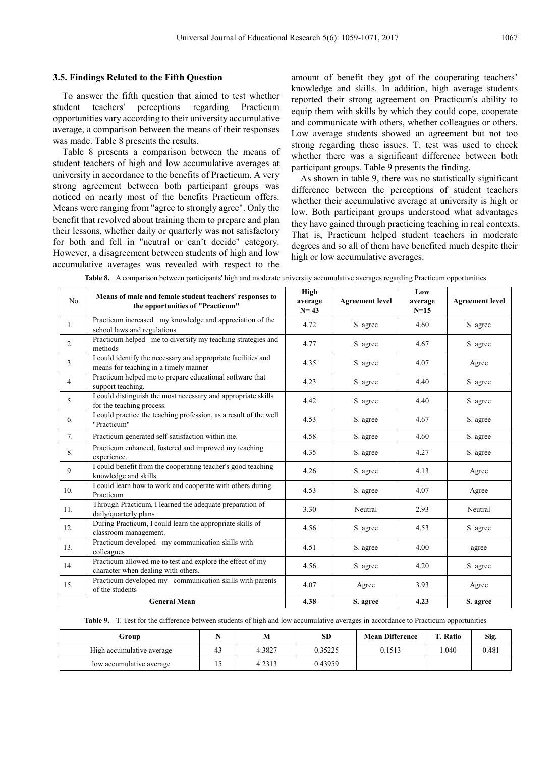### 3.5. Findings Related to the Fifth Question

To answer the fifth question that aimed to test whether student teachers' perceptions regarding Practicum opportunities vary according to their university accumulative average, a comparison between the means of their responses was made. Table 8 presents the results.

Table 8 presents a comparison between the means of student teachers of high and low accumulative averages at university in accordance to the benefits of Practicum. A very strong agreement between both participant groups was noticed on nearly most of the benefits Practicum offers. Means were ranging from "agree to strongly agree". Only the benefit that revolved about training them to prepare and plan their lessons, whether daily or quarterly was not satisfactory for both and fell in "neutral or can't decide" category. However, a disagreement between students of high and low accumulative averages was revealed with respect to the amount of benefit they got of the cooperating teachers' knowledge and skills. In addition, high average students reported their strong agreement on Practicum's ability to equip them with skills by which they could cope, cooperate and communicate with others, whether colleagues or others. Low average students showed an agreement but not too strong regarding these issues. T. test was used to check whether there was a significant difference between both participant groups. Table 9 presents the finding.

As shown in table 9, there was no statistically significant difference between the perceptions of student teachers whether their accumulative average at university is high or low. Both participant groups understood what advantages they have gained through practicing teaching in real contexts. That is, Practicum helped student teachers in moderate degrees and so all of them have benefited much despite their high or low accumulative averages.

**Table 8.** A comparison between participants' high and moderate university accumulative averages regarding Practicum opportunities

| No | Means of male and female student teachers' responses to the opportunities of "Practicum" | High average N= 43 | Agreement level | Low average N=15 | Agreement level |
|---|---|---|---|---|---|
| 1. | Practicum increased my knowledge and appreciation of the school laws and regulations | 4.72 | S. agree | 4.60 | S. agree |
| 2. | Practicum helped me to diversify my teaching strategies and methods | 4.77 | S. agree | 4.67 | S. agree |
| 3. | I could identify the necessary and appropriate facilities and means for teaching in a timely manner | 4.35 | S. agree | 4.07 | Agree |
| 4. | Practicum helped me to prepare educational software that support teaching. | 4.23 | S. agree | 4.40 | S. agree |
| 5. | I could distinguish the most necessary and appropriate skills for the teaching process. | 4.42 | S. agree | 4.40 | S. agree |
| 6. | I could practice the teaching profession, as a result of the well "Practicum" | 4.53 | S. agree | 4.67 | S. agree |
| 7. | Practicum generated self-satisfaction within me. | 4.58 | S. agree | 4.60 | S. agree |
| 8. | Practicum enhanced, fostered and improved my teaching experience. | 4.35 | S. agree | 4.27 | S. agree |
| 9. | I could benefit from the cooperating teacher's good teaching knowledge and skills. | 4.26 | S. agree | 4.13 | Agree |
| 10. | I could learn how to work and cooperate with others during Practicum | 4.53 | S. agree | 4.07 | Agree |
| 11. | Through Practicum, I learned the adequate preparation of daily/quarterly plans | 3.30 | Neutral | 2.93 | Neutral |
| 12. | During Practicum, I could learn the appropriate skills of classroom management. | 4.56 | S. agree | 4.53 | S. agree |
| 13. | Practicum developed my communication skills with colleagues | 4.51 | S. agree | 4.00 | agree |
| 14. | Practicum allowed me to test and explore the effect of my character when dealing with others. | 4.56 | S. agree | 4.20 | S. agree |
| 15. | Practicum developed my communication skills with parents of the students | 4.07 | Agree | 3.93 | Agree |
| **General Mean** | | **4.38** | **S. agree** | **4.23** | **S. agree** |

**Table 9.** T. Test for the difference between students of high and low accumulative averages in accordance to Practicum opportunities

| Group | N | M | SD | Mean Difference | T. Ratio | Sig. |
|---|---|---|---|---|---|---|
| High accumulative average | 43 | 4.3827 | 0.35225 | 0.1513 | 1.040 | 0.481 |
| low accumulative average | 15 | 4.2313 | 0.43959 | | | |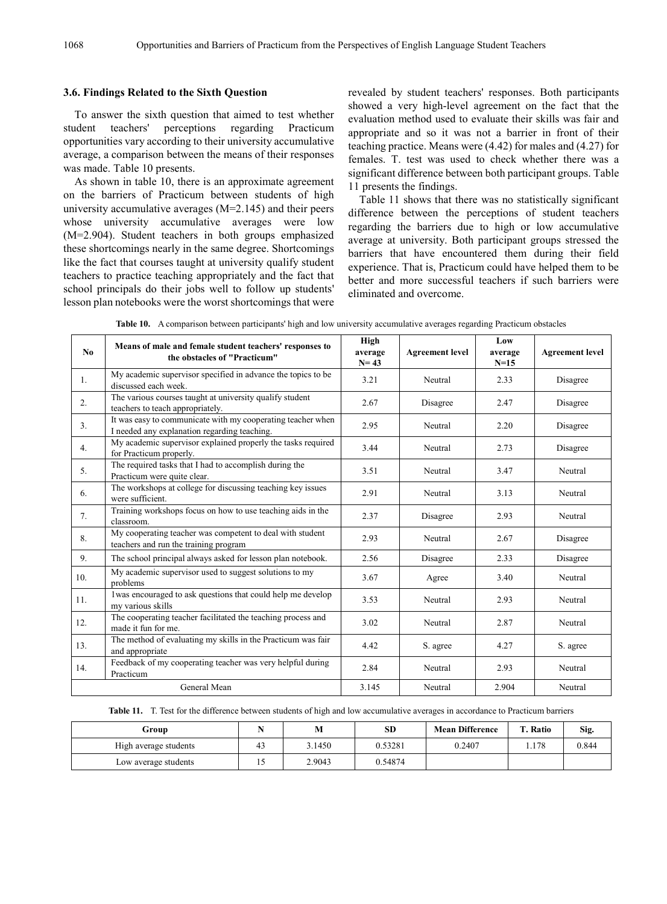### 3.6. Findings Related to the Sixth Question

To answer the sixth question that aimed to test whether student teachers' perceptions regarding Practicum opportunities vary according to their university accumulative average, a comparison between the means of their responses was made. Table 10 presents.

As shown in table 10, there is an approximate agreement on the barriers of Practicum between students of high university accumulative averages (M=2.145) and their peers whose university accumulative averages were low (M=2.904). Student teachers in both groups emphasized these shortcomings nearly in the same degree. Shortcomings like the fact that courses taught at university qualify student teachers to practice teaching appropriately and the fact that school principals do their jobs well to follow up students' lesson plan notebooks were the worst shortcomings that were revealed by student teachers' responses. Both participants showed a very high-level agreement on the fact that the evaluation method used to evaluate their skills was fair and appropriate and so it was not a barrier in front of their teaching practice. Means were (4.42) for males and (4.27) for females. T. test was used to check whether there was a significant difference between both participant groups. Table 11 presents the findings.

Table 11 shows that there was no statistically significant difference between the perceptions of student teachers regarding the barriers due to high or low accumulative average at university. Both participant groups stressed the barriers that have encountered them during their field experience. That is, Practicum could have helped them to be better and more successful teachers if such barriers were eliminated and overcome.

**Table 10.** A comparison between participants' high and low university accumulative averages regarding Practicum obstacles

| No | Means of male and female student teachers' responses to the obstacles of "Practicum" | High average N= 43 | Agreement level | Low average N=15 | Agreement level |
|---|---|---|---|---|---|
| 1. | My academic supervisor specified in advance the topics to be discussed each week. | 3.21 | Neutral | 2.33 | Disagree |
| 2. | The various courses taught at university qualify student teachers to teach appropriately. | 2.67 | Disagree | 2.47 | Disagree |
| 3. | It was easy to communicate with my cooperating teacher when I needed any explanation regarding teaching. | 2.95 | Neutral | 2.20 | Disagree |
| 4. | My academic supervisor explained properly the tasks required for Practicum properly. | 3.44 | Neutral | 2.73 | Disagree |
| 5. | The required tasks that I had to accomplish during the Practicum were quite clear. | 3.51 | Neutral | 3.47 | Neutral |
| 6. | The workshops at college for discussing teaching key issues were sufficient. | 2.91 | Neutral | 3.13 | Neutral |
| 7. | Training workshops focus on how to use teaching aids in the classroom. | 2.37 | Disagree | 2.93 | Neutral |
| 8. | My cooperating teacher was competent to deal with student teachers and run the training program | 2.93 | Neutral | 2.67 | Disagree |
| 9. | The school principal always asked for lesson plan notebook. | 2.56 | Disagree | 2.33 | Disagree |
| 10. | My academic supervisor used to suggest solutions to my problems | 3.67 | Agree | 3.40 | Neutral |
| 11. | 1was encouraged to ask questions that could help me develop my various skills | 3.53 | Neutral | 2.93 | Neutral |
| 12. | The cooperating teacher facilitated the teaching process and made it fun for me. | 3.02 | Neutral | 2.87 | Neutral |
| 13. | The method of evaluating my skills in the Practicum was fair and appropriate | 4.42 | S. agree | 4.27 | S. agree |
| 14. | Feedback of my cooperating teacher was very helpful during Practicum | 2.84 | Neutral | 2.93 | Neutral |
| General Mean | | 3.145 | Neutral | 2.904 | Neutral |

**Table 11.** T. Test for the difference between students of high and low accumulative averages in accordance to Practicum barriers

| Group | N | M | SD | Mean Difference | T. Ratio | Sig. |
|---|---|---|---|---|---|---|
| High average students | 43 | 3.1450 | 0.53281 | 0.2407 | 1.178 | 0.844 |
| Low average students | 15 | 2.9043 | 0.54874 | | | |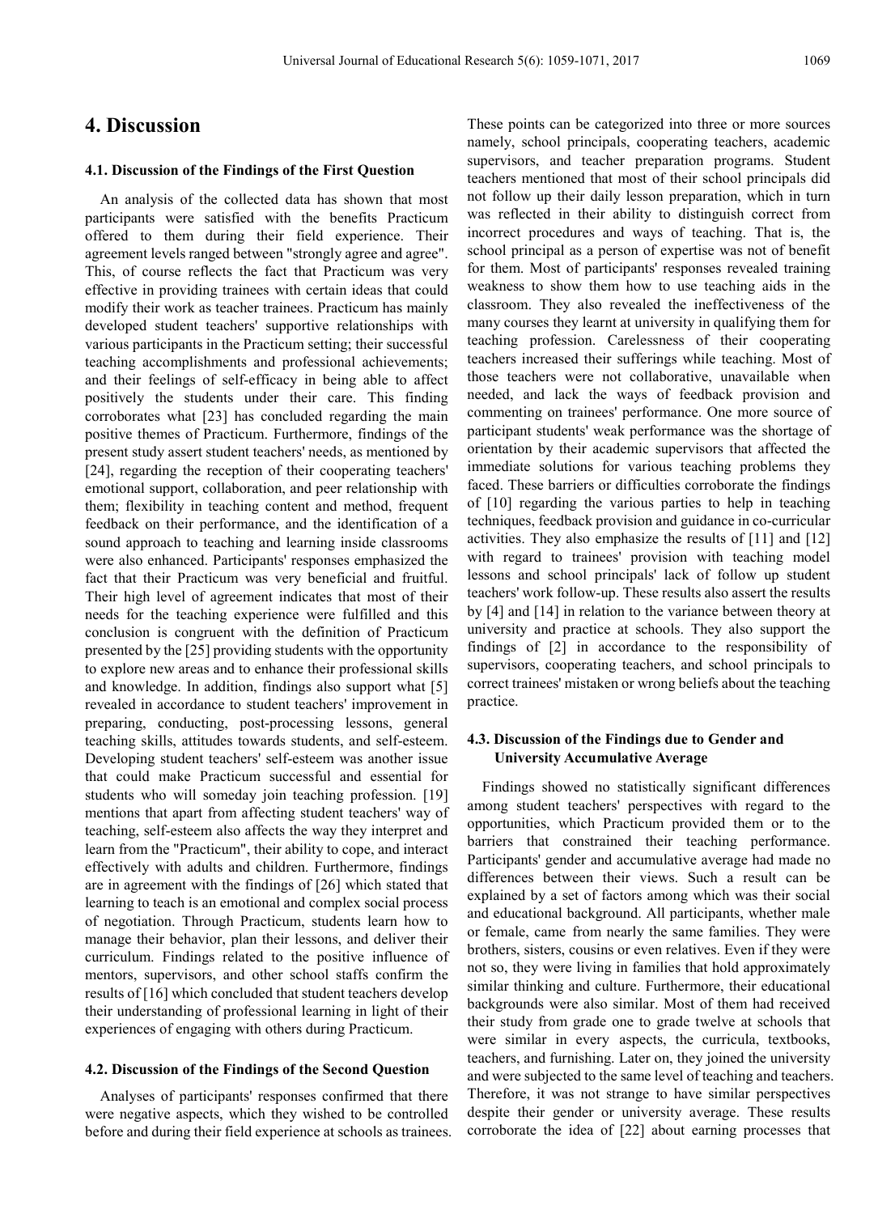## 4. Discussion

### 4.1. Discussion of the Findings of the First Question

An analysis of the collected data has shown that most participants were satisfied with the benefits Practicum offered to them during their field experience. Their agreement levels ranged between "strongly agree and agree". This, of course reflects the fact that Practicum was very effective in providing trainees with certain ideas that could modify their work as teacher trainees. Practicum has mainly developed student teachers' supportive relationships with various participants in the Practicum setting; their successful teaching accomplishments and professional achievements; and their feelings of self-efficacy in being able to affect positively the students under their care. This finding corroborates what [23] has concluded regarding the main positive themes of Practicum. Furthermore, findings of the present study assert student teachers' needs, as mentioned by [24], regarding the reception of their cooperating teachers' emotional support, collaboration, and peer relationship with them; flexibility in teaching content and method, frequent feedback on their performance, and the identification of a sound approach to teaching and learning inside classrooms were also enhanced. Participants' responses emphasized the fact that their Practicum was very beneficial and fruitful. Their high level of agreement indicates that most of their needs for the teaching experience were fulfilled and this conclusion is congruent with the definition of Practicum presented by the [25] providing students with the opportunity to explore new areas and to enhance their professional skills and knowledge. In addition, findings also support what [5] revealed in accordance to student teachers' improvement in preparing, conducting, post-processing lessons, general teaching skills, attitudes towards students, and self-esteem. Developing student teachers' self-esteem was another issue that could make Practicum successful and essential for students who will someday join teaching profession. [19] mentions that apart from affecting student teachers' way of teaching, self-esteem also affects the way they interpret and learn from the "Practicum", their ability to cope, and interact effectively with adults and children. Furthermore, findings are in agreement with the findings of [26] which stated that learning to teach is an emotional and complex social process of negotiation. Through Practicum, students learn how to manage their behavior, plan their lessons, and deliver their curriculum. Findings related to the positive influence of mentors, supervisors, and other school staffs confirm the results of [16] which concluded that student teachers develop their understanding of professional learning in light of their experiences of engaging with others during Practicum.

### 4.2. Discussion of the Findings of the Second Question

Analyses of participants' responses confirmed that there were negative aspects, which they wished to be controlled before and during their field experience at schools as trainees. These points can be categorized into three or more sources namely, school principals, cooperating teachers, academic supervisors, and teacher preparation programs. Student teachers mentioned that most of their school principals did not follow up their daily lesson preparation, which in turn was reflected in their ability to distinguish correct from incorrect procedures and ways of teaching. That is, the school principal as a person of expertise was not of benefit for them. Most of participants' responses revealed training weakness to show them how to use teaching aids in the classroom. They also revealed the ineffectiveness of the many courses they learnt at university in qualifying them for teaching profession. Carelessness of their cooperating teachers increased their sufferings while teaching. Most of those teachers were not collaborative, unavailable when needed, and lack the ways of feedback provision and commenting on trainees' performance. One more source of participant students' weak performance was the shortage of orientation by their academic supervisors that affected the immediate solutions for various teaching problems they faced. These barriers or difficulties corroborate the findings of [10] regarding the various parties to help in teaching techniques, feedback provision and guidance in co-curricular activities. They also emphasize the results of [11] and [12] with regard to trainees' provision with teaching model lessons and school principals' lack of follow up student teachers' work follow-up. These results also assert the results by [4] and [14] in relation to the variance between theory at university and practice at schools. They also support the findings of [2] in accordance to the responsibility of supervisors, cooperating teachers, and school principals to correct trainees' mistaken or wrong beliefs about the teaching practice.

### 4.3. Discussion of the Findings due to Gender and University Accumulative Average

Findings showed no statistically significant differences among student teachers' perspectives with regard to the opportunities, which Practicum provided them or to the barriers that constrained their teaching performance. Participants' gender and accumulative average had made no differences between their views. Such a result can be explained by a set of factors among which was their social and educational background. All participants, whether male or female, came from nearly the same families. They were brothers, sisters, cousins or even relatives. Even if they were not so, they were living in families that hold approximately similar thinking and culture. Furthermore, their educational backgrounds were also similar. Most of them had received their study from grade one to grade twelve at schools that were similar in every aspects, the curricula, textbooks, teachers, and furnishing. Later on, they joined the university and were subjected to the same level of teaching and teachers. Therefore, it was not strange to have similar perspectives despite their gender or university average. These results corroborate the idea of [22] about earning processes that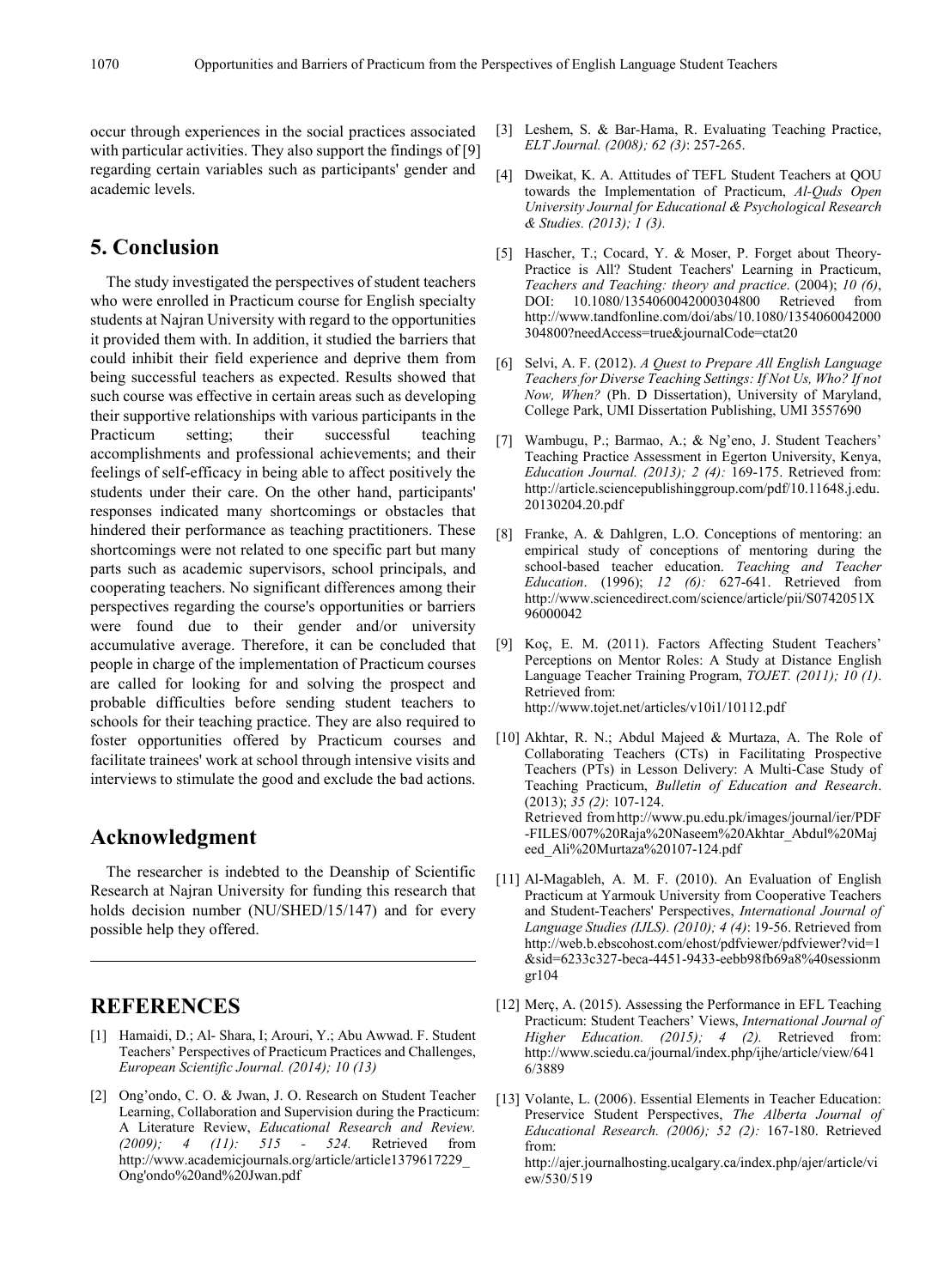occur through experiences in the social practices associated with particular activities. They also support the findings of [9] regarding certain variables such as participants' gender and academic levels.

## 5. Conclusion

The study investigated the perspectives of student teachers who were enrolled in Practicum course for English specialty students at Najran University with regard to the opportunities it provided them with. In addition, it studied the barriers that could inhibit their field experience and deprive them from being successful teachers as expected. Results showed that such course was effective in certain areas such as developing their supportive relationships with various participants in the Practicum setting; their successful teaching accomplishments and professional achievements; and their feelings of self-efficacy in being able to affect positively the students under their care. On the other hand, participants' responses indicated many shortcomings or obstacles that hindered their performance as teaching practitioners. These shortcomings were not related to one specific part but many parts such as academic supervisors, school principals, and cooperating teachers. No significant differences among their perspectives regarding the course's opportunities or barriers were found due to their gender and/or university accumulative average. Therefore, it can be concluded that people in charge of the implementation of Practicum courses are called for looking for and solving the prospect and probable difficulties before sending student teachers to schools for their teaching practice. They are also required to foster opportunities offered by Practicum courses and facilitate trainees' work at school through intensive visits and interviews to stimulate the good and exclude the bad actions.

## Acknowledgment

The researcher is indebted to the Deanship of Scientific Research at Najran University for funding this research that holds decision number (NU/SHED/15/147) and for every possible help they offered.

## REFERENCES

[1] Hamaidi, D.; Al- Shara, I; Arouri, Y.; Abu Awwad. F. Student Teachers' Perspectives of Practicum Practices and Challenges, *European Scientific Journal. (2014); 10 (13)*

[2] Ong'ondo, C. O. & Jwan, J. O. Research on Student Teacher Learning, Collaboration and Supervision during the Practicum: A Literature Review, *Educational Research and Review. (2009); 4 (11): 515 - 524.* Retrieved from http://www.academicjournals.org/article/article1379617229_Ong'ondo%20and%20Jwan.pdf

[3] Leshem, S. & Bar-Hama, R. Evaluating Teaching Practice, *ELT Journal. (2008); 62 (3)*: 257-265.

[4] Dweikat, K. A. Attitudes of TEFL Student Teachers at QOU towards the Implementation of Practicum, *Al-Quds Open University Journal for Educational & Psychological Research & Studies. (2013); 1 (3).*

[5] Hascher, T.; Cocard, Y. & Moser, P. Forget about Theory-Practice is All? Student Teachers' Learning in Practicum, *Teachers and Teaching: theory and practice*. (2004); *10 (6)*, DOI: 10.1080/1354060042000304800 Retrieved from http://www.tandfonline.com/doi/abs/10.1080/1354060042000304800?needAccess=true&journalCode=ctat20

[6] Selvi, A. F. (2012). *A Quest to Prepare All English Language Teachers for Diverse Teaching Settings: If Not Us, Who? If not Now, When?* (Ph. D Dissertation), University of Maryland, College Park, UMI Dissertation Publishing, UMI 3557690

[7] Wambugu, P.; Barmao, A.; & Ng'eno, J. Student Teachers' Teaching Practice Assessment in Egerton University, Kenya, *Education Journal. (2013); 2 (4):* 169-175. Retrieved from: http://article.sciencepublishinggroup.com/pdf/10.11648.j.edu.20130204.20.pdf

[8] Franke, A. & Dahlgren, L.O. Conceptions of mentoring: an empirical study of conceptions of mentoring during the school-based teacher education. *Teaching and Teacher Education*. (1996); *12 (6):* 627-641. Retrieved from http://www.sciencedirect.com/science/article/pii/S0742051X96000042

[9] Koç, E. M. (2011). Factors Affecting Student Teachers' Perceptions on Mentor Roles: A Study at Distance English Language Teacher Training Program, *TOJET. (2011); 10 (1)*. Retrieved from: http://www.tojet.net/articles/v10i1/10112.pdf

[10] Akhtar, R. N.; Abdul Majeed & Murtaza, A. The Role of Collaborating Teachers (CTs) in Facilitating Prospective Teachers (PTs) in Lesson Delivery: A Multi-Case Study of Teaching Practicum, *Bulletin of Education and Research*. (2013); *35 (2)*: 107-124. Retrieved from http://www.pu.edu.pk/images/journal/ier/PDF-FILES/007%20Raja%20Naseem%20Akhtar_Abdul%20Majeed_Ali%20Murtaza%20107-124.pdf

[11] Al-Magableh, A. M. F. (2010). An Evaluation of English Practicum at Yarmouk University from Cooperative Teachers and Student-Teachers' Perspectives, *International Journal of Language Studies (IJLS). (2010); 4 (4)*: 19-56. Retrieved from http://web.b.ebscohost.com/ehost/pdfviewer/pdfviewer?vid=1&sid=6233c327-beca-4451-9433-eebb98fb69a8%40sessionmgr104

[12] Merç, A. (2015). Assessing the Performance in EFL Teaching Practicum: Student Teachers' Views, *International Journal of Higher Education. (2015); 4 (2).* Retrieved from: http://www.sciedu.ca/journal/index.php/ijhe/article/view/6416/3889

[13] Volante, L. (2006). Essential Elements in Teacher Education: Preservice Student Perspectives, *The Alberta Journal of Educational Research. (2006); 52 (2):* 167-180. Retrieved from: http://ajer.journalhosting.ucalgary.ca/index.php/ajer/article/view/530/519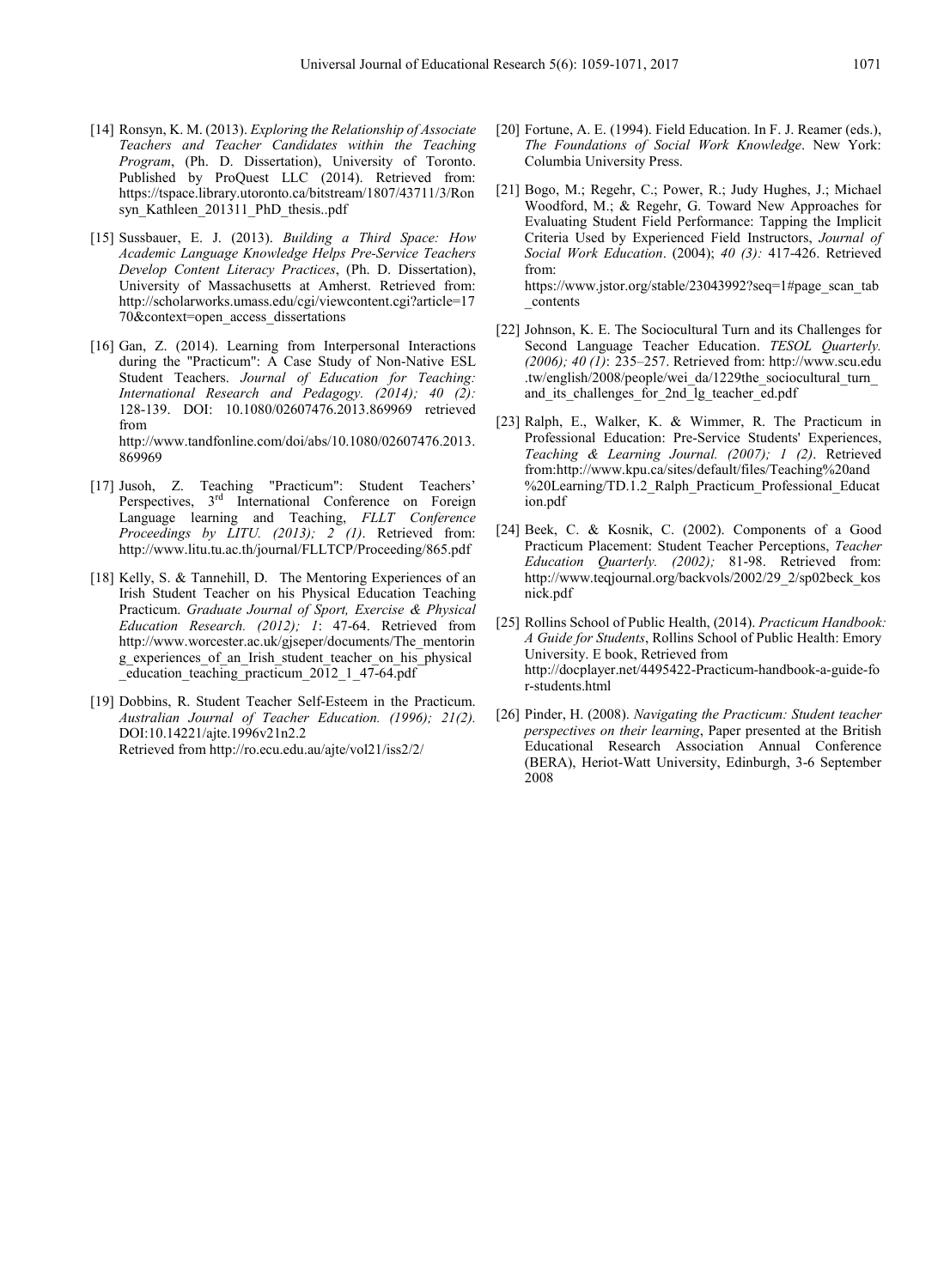[14] Ronsyn, K. M. (2013). *Exploring the Relationship of Associate Teachers and Teacher Candidates within the Teaching Program*, (Ph. D. Dissertation), University of Toronto. Published by ProQuest LLC (2014). Retrieved from: https://tspace.library.utoronto.ca/bitstream/1807/43711/3/Ronsyn_Kathleen_201311_PhD_thesis..pdf

[15] Sussbauer, E. J. (2013). *Building a Third Space: How Academic Language Knowledge Helps Pre-Service Teachers Develop Content Literacy Practices*, (Ph. D. Dissertation), University of Massachusetts at Amherst. Retrieved from: http://scholarworks.umass.edu/cgi/viewcontent.cgi?article=1770&context=open_access_dissertations

[16] Gan, Z. (2014). Learning from Interpersonal Interactions during the "Practicum": A Case Study of Non-Native ESL Student Teachers. *Journal of Education for Teaching: International Research and Pedagogy. (2014); 40 (2):* 128-139. DOI: 10.1080/02607476.2013.869969 retrieved from http://www.tandfonline.com/doi/abs/10.1080/02607476.2013.869969

[17] Jusoh, Z. Teaching "Practicum": Student Teachers' Perspectives, 3rd International Conference on Foreign Language learning and Teaching, *FLLT Conference Proceedings by LITU. (2013); 2 (1)*. Retrieved from: http://www.litu.tu.ac.th/journal/FLLTCP/Proceeding/865.pdf

[18] Kelly, S. & Tannehill, D. The Mentoring Experiences of an Irish Student Teacher on his Physical Education Teaching Practicum. *Graduate Journal of Sport, Exercise & Physical Education Research. (2012); 1*: 47-64. Retrieved from http://www.worcester.ac.uk/gjseper/documents/The_mentoring_experiences_of_an_Irish_student_teacher_on_his_physical_education_teaching_practicum_2012_1_47-64.pdf

[19] Dobbins, R. Student Teacher Self-Esteem in the Practicum. *Australian Journal of Teacher Education. (1996); 21(2).* DOI:10.14221/ajte.1996v21n2.2 Retrieved from http://ro.ecu.edu.au/ajte/vol21/iss2/2/

[20] Fortune, A. E. (1994). Field Education. In F. J. Reamer (eds.), *The Foundations of Social Work Knowledge*. New York: Columbia University Press.

[21] Bogo, M.; Regehr, C.; Power, R.; Judy Hughes, J.; Michael Woodford, M.; & Regehr, G. Toward New Approaches for Evaluating Student Field Performance: Tapping the Implicit Criteria Used by Experienced Field Instructors, *Journal of Social Work Education*. (2004); *40 (3):* 417-426. Retrieved from: https://www.jstor.org/stable/23043992?seq=1#page_scan_tab_contents

[22] Johnson, K. E. The Sociocultural Turn and its Challenges for Second Language Teacher Education. *TESOL Quarterly. (2006); 40 (1)*: 235–257. Retrieved from: http://www.scu.edu.tw/english/2008/people/wei_da/1229the_sociocultural_turn_and_its_challenges_for_2nd_lg_teacher_ed.pdf

[23] Ralph, E., Walker, K. & Wimmer, R. The Practicum in Professional Education: Pre-Service Students' Experiences, *Teaching & Learning Journal. (2007); 1 (2)*. Retrieved from:http://www.kpu.ca/sites/default/files/Teaching%20and%20Learning/TD.1.2_Ralph_Practicum_Professional_Education.pdf

[24] Beek, C. & Kosnik, C. (2002). Components of a Good Practicum Placement: Student Teacher Perceptions, *Teacher Education Quarterly. (2002);* 81-98. Retrieved from: http://www.teqjournal.org/backvols/2002/29_2/sp02beck_kosnick.pdf

[25] Rollins School of Public Health, (2014). *Practicum Handbook: A Guide for Students*, Rollins School of Public Health: Emory University. E book, Retrieved from http://docplayer.net/4495422-Practicum-handbook-a-guide-for-students.html

[26] Pinder, H. (2008). *Navigating the Practicum: Student teacher perspectives on their learning*, Paper presented at the British Educational Research Association Annual Conference (BERA), Heriot-Watt University, Edinburgh, 3-6 September 2008